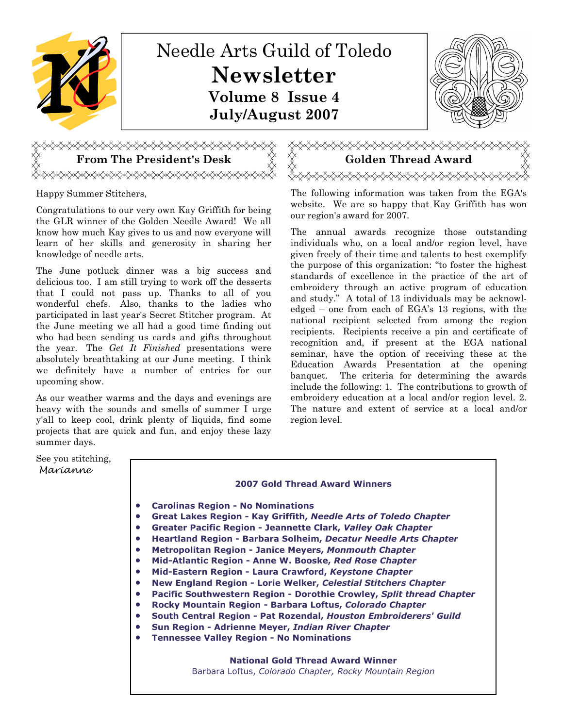# Needle Arts Guild of Toledo

# Newsletter

**Volume 8 Issue 4**

**July/August 2007**

## From The President's Desk

Happy Summer Stitchers,

Congratulations to our very own Kay Griffith for being the GLR winner of the Golden Needle Award! We all know how much Kay gives to us and now everyone will learn of her skills and generosity in sharing her knowledge of needle arts.

The June potluck dinner was a big success and delicious too. I am still trying to work off the desserts that I could not pass up. Thanks to all of you wonderful chefs. Also, thanks to the ladies who participated in last year's Secret Stitcher program. At the June meeting we all had a good time finding out who had been sending us cards and gifts throughout the year. The *Get It Finished* presentations were absolutely breathtaking at our June meeting. I think we definitely have a number of entries for our upcoming show.

As our weather warms and the days and evenings are heavy with the sounds and smells of summer I urge y'all to keep cool, drink plenty of liquids, find some projects that are quick and fun, and enjoy these lazy summer days.

See you stitching,

*Marianne*

## Golden Thread Award

The following information was taken from the EGA's website. We are so happy that Kay Griffith has won our region's award for 2007.

The annual awards recognize those outstanding individuals who, on a local and/or region level, have given freely of their time and talents to best exemplify the purpose of this organization: "to foster the highest standards of excellence in the practice of the art of embroidery through an active program of education and study." A total of 13 individuals may be acknowledged – one from each of EGA's 13 regions, with the national recipient selected from among the region recipients. Recipients receive a pin and certificate of recognition and, if present at the EGA national seminar, have the option of receiving these at the Education Awards Presentation at the opening banquet. The criteria for determining the awards include the following: 1. The contributions to growth of embroidery education at a local and/or region level. 2. The nature and extent of service at a local and/or region level.

**2007 Gold Thread Award Winners**

- **Carolinas Region - No Nominations**
- **Great Lakes Region - Kay Griffith, *Needle Arts of Toledo Chapter***
- **Greater Pacific Region - Jeannette Clark, *Valley Oak Chapter***
- **Heartland Region - Barbara Solheim, *Decatur Needle Arts Chapter***
- **Metropolitan Region - Janice Meyers, *Monmouth Chapter***
- **Mid-Atlantic Region - Anne W. Booske, *Red Rose Chapter***
- **Mid-Eastern Region - Laura Crawford, *Keystone Chapter***
- **New England Region - Lorie Welker, *Celestial Stitchers Chapter***
- **Pacific Southwestern Region - Dorothie Crowley, *Split thread Chapter***
- **Rocky Mountain Region - Barbara Loftus, *Colorado Chapter***
- **South Central Region - Pat Rozendal, *Houston Embroiderers' Guild***
- **Sun Region - Adrienne Meyer, *Indian River Chapter***
- **Tennessee Valley Region - No Nominations**

**National Gold Thread Award Winner**

Barbara Loftus, *Colorado Chapter, Rocky Mountain Region*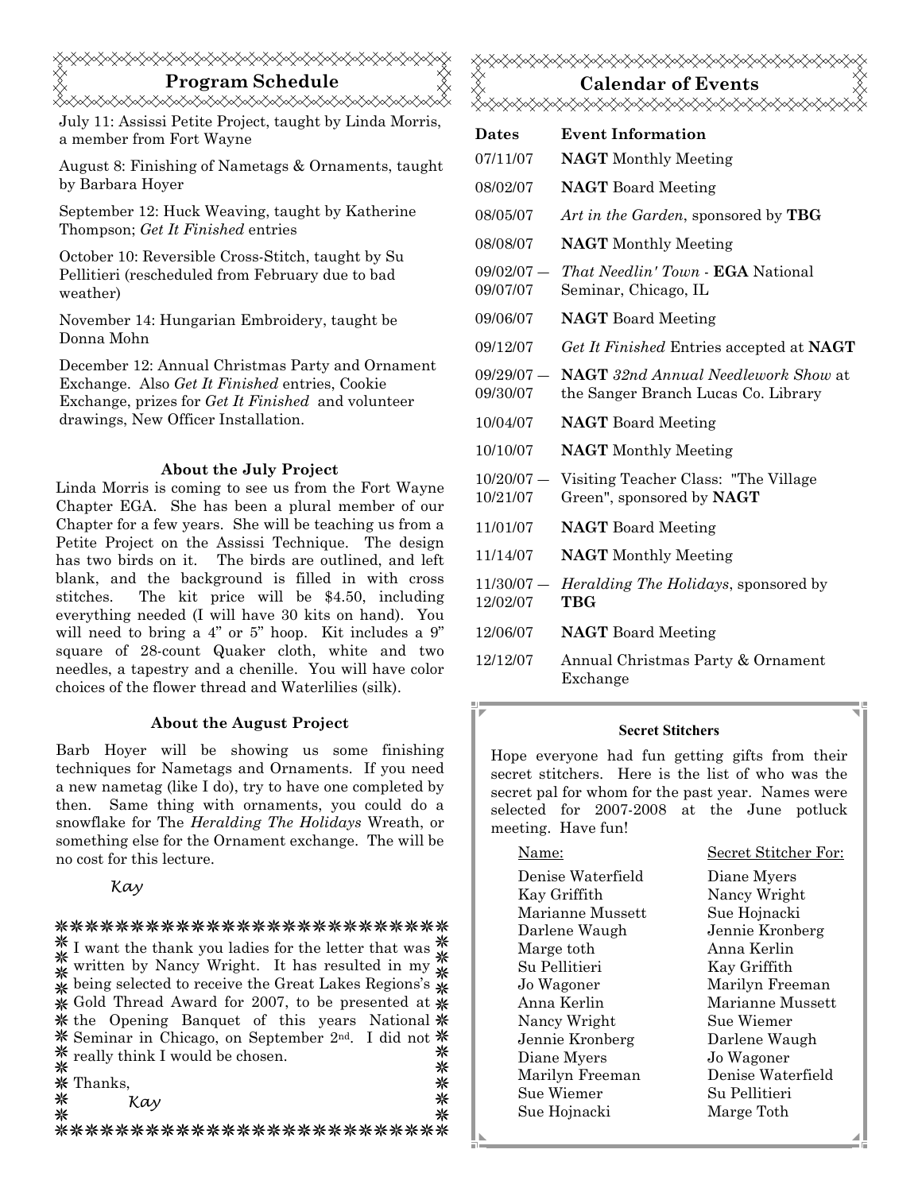## Program Schedule

July 11: Assissi Petite Project, taught by Linda Morris, a member from Fort Wayne

August 8: Finishing of Nametags & Ornaments, taught by Barbara Hoyer

September 12: Huck Weaving, taught by Katherine Thompson; *Get It Finished* entries

October 10: Reversible Cross-Stitch, taught by Su Pellitieri (rescheduled from February due to bad weather)

November 14: Hungarian Embroidery, taught be Donna Mohn

December 12: Annual Christmas Party and Ornament Exchange. Also *Get It Finished* entries, Cookie Exchange, prizes for *Get It Finished* and volunteer drawings, New Officer Installation.

### About the July Project

Linda Morris is coming to see us from the Fort Wayne Chapter EGA. She has been a plural member of our Chapter for a few years. She will be teaching us from a Petite Project on the Assissi Technique. The design has two birds on it. The birds are outlined, and left blank, and the background is filled in with cross stitches. The kit price will be $4.50, including everything needed (I will have 30 kits on hand). You will need to bring a 4" or 5" hoop. Kit includes a 9" square of 28-count Quaker cloth, white and two needles, a tapestry and a chenille. You will have color choices of the flower thread and Waterlilies (silk).

### About the August Project

Barb Hoyer will be showing us some finishing techniques for Nametags and Ornaments. If you need a new nametag (like I do), try to have one completed by then. Same thing with ornaments, you could do a snowflake for The *Heralding The Holidays* Wreath, or something else for the Ornament exchange. The will be no cost for this lecture.

*Kay*

I want the thank you ladies for the letter that was written by Nancy Wright. It has resulted in my being selected to receive the Great Lakes Regions's Gold Thread Award for 2007, to be presented at the Opening Banquet of this years National Seminar in Chicago, on September 2nd. I did not really think I would be chosen.

Thanks,

*Kay*

## Calendar of Events

| Dates | Event Information |
|---|---|
| 07/11/07 | **NAGT** Monthly Meeting |
| 08/02/07 | **NAGT** Board Meeting |
| 08/05/07 | *Art in the Garden*, sponsored by **TBG** |
| 08/08/07 | **NAGT** Monthly Meeting |
| 09/02/07 — 09/07/07 | *That Needlin' Town* - **EGA** National Seminar, Chicago, IL |
| 09/06/07 | **NAGT** Board Meeting |
| 09/12/07 | *Get It Finished* Entries accepted at **NAGT** |
| 09/29/07 — 09/30/07 | **NAGT** *32nd Annual Needlework Show* at the Sanger Branch Lucas Co. Library |
| 10/04/07 | **NAGT** Board Meeting |
| 10/10/07 | **NAGT** Monthly Meeting |
| 10/20/07 — 10/21/07 | Visiting Teacher Class: "The Village Green", sponsored by **NAGT** |
| 11/01/07 | **NAGT** Board Meeting |
| 11/14/07 | **NAGT** Monthly Meeting |
| 11/30/07 — 12/02/07 | *Heralding The Holidays*, sponsored by **TBG** |
| 12/06/07 | **NAGT** Board Meeting |
| 12/12/07 | Annual Christmas Party & Ornament Exchange |

### Secret Stitchers

Hope everyone had fun getting gifts from their secret stitchers. Here is the list of who was the secret pal for whom for the past year. Names were selected for 2007-2008 at the June potluck meeting. Have fun!

| Name: | Secret Stitcher For: |
|---|---|
| Denise Waterfield | Diane Myers |
| Kay Griffith | Nancy Wright |
| Marianne Mussett | Sue Hojnacki |
| Darlene Waugh | Jennie Kronberg |
| Marge toth | Anna Kerlin |
| Su Pellitieri | Kay Griffith |
| Jo Wagoner | Marilyn Freeman |
| Anna Kerlin | Marianne Mussett |
| Nancy Wright | Sue Wiemer |
| Jennie Kronberg | Darlene Waugh |
| Diane Myers | Jo Wagoner |
| Marilyn Freeman | Denise Waterfield |
| Sue Wiemer | Su Pellitieri |
| Sue Hojnacki | Marge Toth |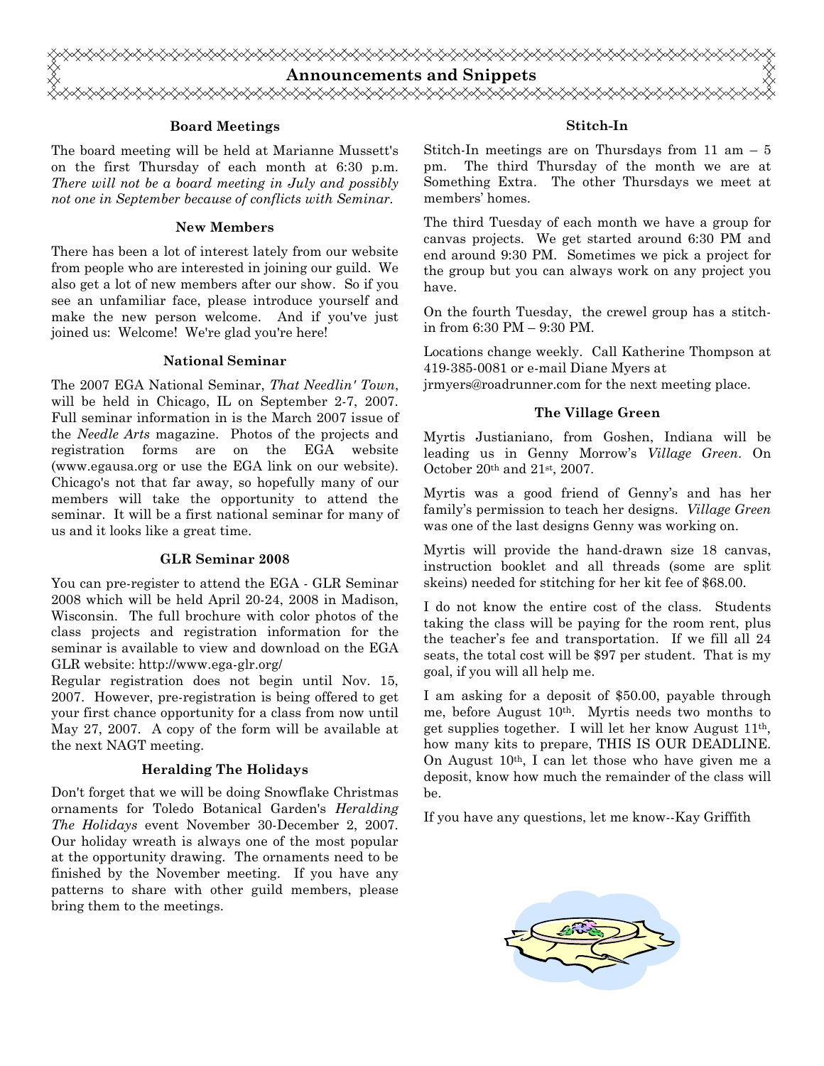# Announcements and Snippets

### Board Meetings

The board meeting will be held at Marianne Mussett's on the first Thursday of each month at 6:30 p.m. *There will not be a board meeting in July and possibly not one in September because of conflicts with Seminar.*

### New Members

There has been a lot of interest lately from our website from people who are interested in joining our guild. We also get a lot of new members after our show. So if you see an unfamiliar face, please introduce yourself and make the new person welcome. And if you've just joined us: Welcome! We're glad you're here!

### National Seminar

The 2007 EGA National Seminar, *That Needlin' Town*, will be held in Chicago, IL on September 2-7, 2007. Full seminar information in is the March 2007 issue of the *Needle Arts* magazine. Photos of the projects and registration forms are on the EGA website (www.egausa.org or use the EGA link on our website). Chicago's not that far away, so hopefully many of our members will take the opportunity to attend the seminar. It will be a first national seminar for many of us and it looks like a great time.

### GLR Seminar 2008

You can pre-register to attend the EGA - GLR Seminar 2008 which will be held April 20-24, 2008 in Madison, Wisconsin. The full brochure with color photos of the class projects and registration information for the seminar is available to view and download on the EGA GLR website: http://www.ega-glr.org/

Regular registration does not begin until Nov. 15, 2007. However, pre-registration is being offered to get your first chance opportunity for a class from now until May 27, 2007. A copy of the form will be available at the next NAGT meeting.

### Heralding The Holidays

Don't forget that we will be doing Snowflake Christmas ornaments for Toledo Botanical Garden's *Heralding The Holidays* event November 30-December 2, 2007. Our holiday wreath is always one of the most popular at the opportunity drawing. The ornaments need to be finished by the November meeting. If you have any patterns to share with other guild members, please bring them to the meetings.

### Stitch-In

Stitch-In meetings are on Thursdays from 11 am – 5 pm. The third Thursday of the month we are at Something Extra. The other Thursdays we meet at members' homes.

The third Tuesday of each month we have a group for canvas projects. We get started around 6:30 PM and end around 9:30 PM. Sometimes we pick a project for the group but you can always work on any project you have.

On the fourth Tuesday, the crewel group has a stitch-in from 6:30 PM – 9:30 PM.

Locations change weekly. Call Katherine Thompson at 419-385-0081 or e-mail Diane Myers at jrmyers@roadrunner.com for the next meeting place.

### The Village Green

Myrtis Justianiano, from Goshen, Indiana will be leading us in Genny Morrow's *Village Green*. On October 20th and 21st, 2007.

Myrtis was a good friend of Genny's and has her family's permission to teach her designs. *Village Green* was one of the last designs Genny was working on.

Myrtis will provide the hand-drawn size 18 canvas, instruction booklet and all threads (some are split skeins) needed for stitching for her kit fee of $68.00.

I do not know the entire cost of the class. Students taking the class will be paying for the room rent, plus the teacher's fee and transportation. If we fill all 24 seats, the total cost will be $97 per student. That is my goal, if you will all help me.

I am asking for a deposit of $50.00, payable through me, before August 10th. Myrtis needs two months to get supplies together. I will let her know August 11th, how many kits to prepare, THIS IS OUR DEADLINE. On August 10th, I can let those who have given me a deposit, know how much the remainder of the class will be.

If you have any questions, let me know--Kay Griffith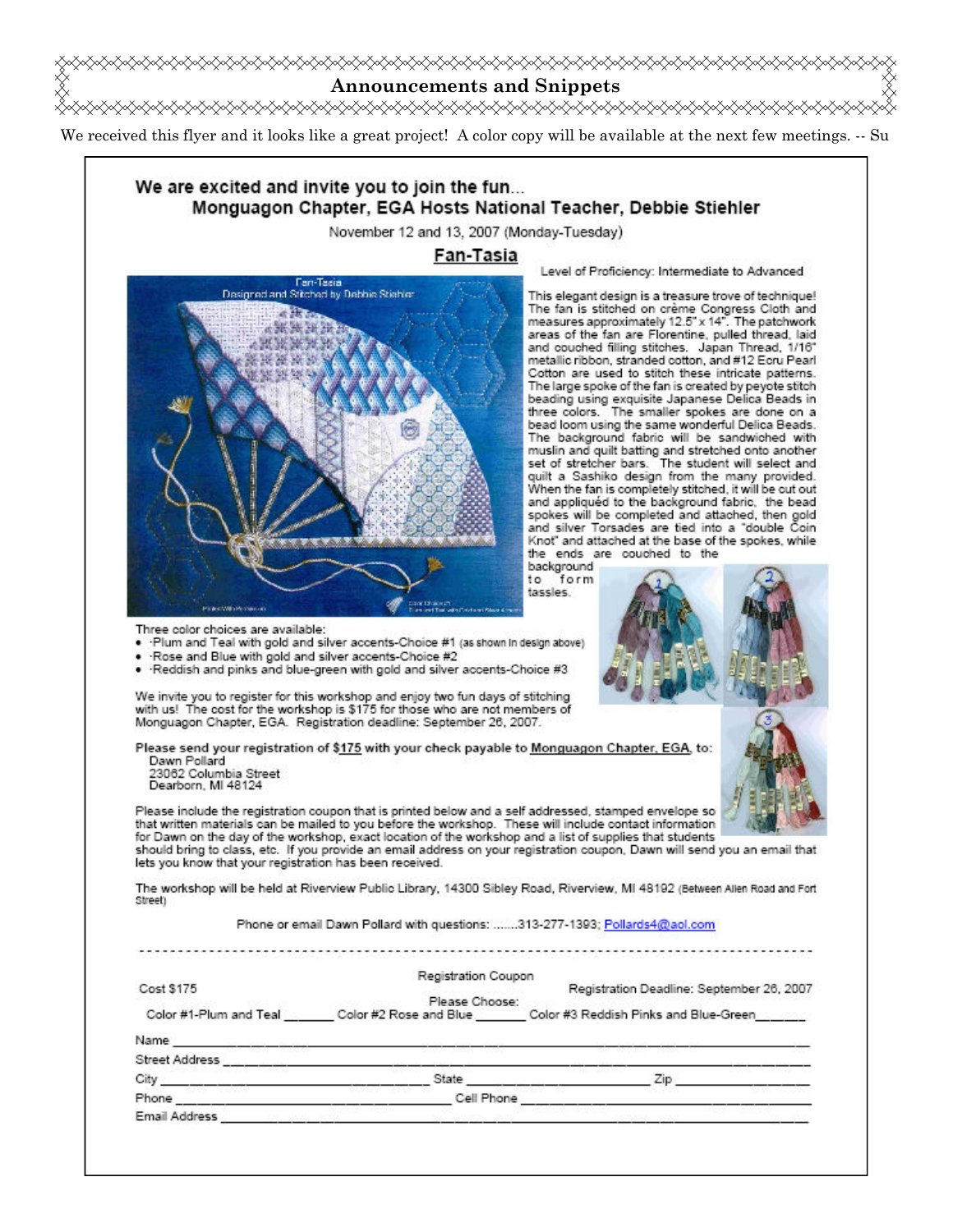## Announcements and Snippets

We received this flyer and it looks like a great project! A color copy will be available at the next few meetings. -- Su

### We are excited and invite you to join the fun...
### Monguagon Chapter, EGA Hosts National Teacher, Debbie Stiehler

November 12 and 13, 2007 (Monday-Tuesday)

## Fan-Tasia

Level of Proficiency: Intermediate to Advanced

This elegant design is a treasure trove of technique! The fan is stitched on crème Congress Cloth and measures approximately 12.5" x 14". The patchwork areas of the fan are Florentine, pulled thread, laid and couched filling stitches. Japan Thread, 1/16" metallic ribbon, stranded cotton, and #12 Ecru Pearl Cotton are used to stitch these intricate patterns. The large spoke of the fan is created by peyote stitch beading using exquisite Japanese Delica Beads in three colors. The smaller spokes are done on a bead loom using the same wonderful Delica Beads. The background fabric will be sandwiched with muslin and quilt batting and stretched onto another set of stretcher bars. The student will select and quilt a Sashiko design from the many provided. When the fan is completely stitched, it will be cut out and appliquéd to the background fabric, the bead spokes will be completed and attached, then gold and silver Torsades are tied into a "double Coin Knot" and attached at the base of the spokes, while the ends are couched to the background to form tassles.

Three color choices are available:

- ·Plum and Teal with gold and silver accents-Choice #1 (as shown in design above)
- ·Rose and Blue with gold and silver accents-Choice #2
- ·Reddish and pinks and blue-green with gold and silver accents-Choice #3

We invite you to register for this workshop and enjoy two fun days of stitching with us! The cost for the workshop is $175 for those who are not members of Monguagon Chapter, EGA. Registration deadline: September 26, 2007.

**Please send your registration of $175 with your check payable to Monguagon Chapter, EGA, to:**

Dawn Pollard
23062 Columbia Street
Dearborn, MI 48124

Please include the registration coupon that is printed below and a self addressed, stamped envelope so that written materials can be mailed to you before the workshop. These will include contact information for Dawn on the day of the workshop, exact location of the workshop and a list of supplies that students should bring to class, etc. If you provide an email address on your registration coupon, Dawn will send you an email that lets you know that your registration has been received.

The workshop will be held at Riverview Public Library, 14300 Sibley Road, Riverview, MI 48192 (Between Allen Road and Fort Street)

Phone or email Dawn Pollard with questions: .......313-277-1393; Pollards4@aol.com

---

Registration Coupon

Cost $175 — Registration Deadline: September 26, 2007

Please Choose:

Color #1-Plum and Teal _______ Color #2 Rose and Blue _______ Color #3 Reddish Pinks and Blue-Green_______

Name ____________________________________________

Street Address ____________________________________________

City ____________________ State ____________________ Zip ____________________

Phone ____________________ Cell Phone ____________________

Email Address ____________________________________________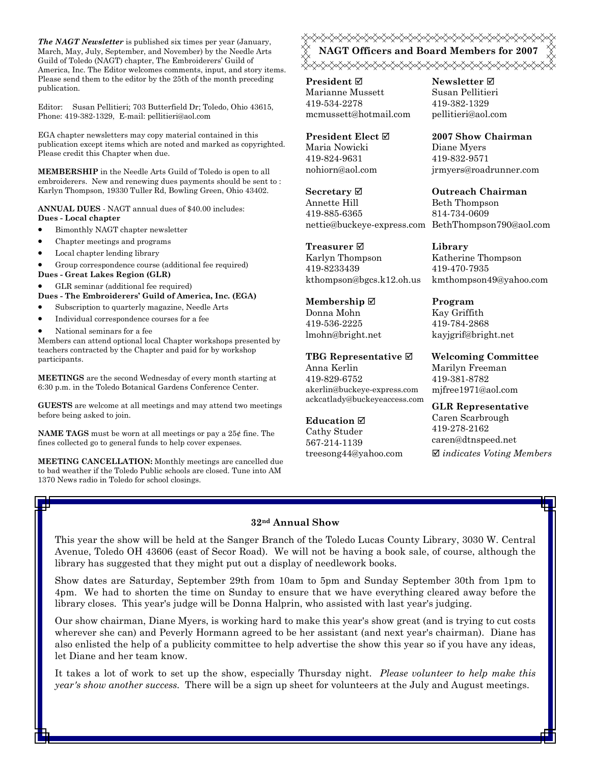***The NAGT Newsletter*** is published six times per year (January, March, May, July, September, and November) by the Needle Arts Guild of Toledo (NAGT) chapter, The Embroiderers' Guild of America, Inc. The Editor welcomes comments, input, and story items. Please send them to the editor by the 25th of the month preceding publication.

Editor: Susan Pellitieri; 703 Butterfield Dr; Toledo, Ohio 43615, Phone: 419-382-1329, E-mail: pellitieri@aol.com

EGA chapter newsletters may copy material contained in this publication except items which are noted and marked as copyrighted. Please credit this Chapter when due.

**MEMBERSHIP** in the Needle Arts Guild of Toledo is open to all embroiderers. New and renewing dues payments should be sent to : Karlyn Thompson, 19330 Tuller Rd, Bowling Green, Ohio 43402.

**ANNUAL DUES** - NAGT annual dues of $40.00 includes:

**Dues - Local chapter**

- Bimonthly NAGT chapter newsletter
- Chapter meetings and programs
- Local chapter lending library
- Group correspondence course (additional fee required)

**Dues - Great Lakes Region (GLR)**

- GLR seminar (additional fee required)

**Dues - The Embroiderers' Guild of America, Inc. (EGA)**

- Subscription to quarterly magazine, Needle Arts
- Individual correspondence courses for a fee
- National seminars for a fee

Members can attend optional local Chapter workshops presented by teachers contracted by the Chapter and paid for by workshop participants.

**MEETINGS** are the second Wednesday of every month starting at 6:30 p.m. in the Toledo Botanical Gardens Conference Center.

**GUESTS** are welcome at all meetings and may attend two meetings before being asked to join.

**NAME TAGS** must be worn at all meetings or pay a 25¢ fine. The fines collected go to general funds to help cover expenses.

**MEETING CANCELLATION:** Monthly meetings are cancelled due to bad weather if the Toledo Public schools are closed. Tune into AM 1370 News radio in Toledo for school closings.

## NAGT Officers and Board Members for 2007

**President ☑**
Marianne Mussett
419-534-2278
mcmussett@hotmail.com

**President Elect ☑**
Maria Nowicki
419-824-9631
nohiorn@aol.com

**Secretary ☑**
Annette Hill
419-885-6365
nettie@buckeye-express.com

**Treasurer ☑**
Karlyn Thompson
419-8233439
kthompson@bgcs.k12.oh.us

**Membership ☑**
Donna Mohn
419-536-2225
lmohn@bright.net

**TBG Representative ☑**
Anna Kerlin
419-829-6752
akerlin@buckeye-express.com
ackcatlady@buckeyeaccess.com

**Education ☑**
Cathy Studer
567-214-1139
treesong44@yahoo.com

**Newsletter ☑**
Susan Pellitieri
419-382-1329
pellitieri@aol.com

**2007 Show Chairman**
Diane Myers
419-832-9571
jrmyers@roadrunner.com

**Outreach Chairman**
Beth Thompson
814-734-0609
BethThompson790@aol.com

**Library**
Katherine Thompson
419-470-7935
kmthompson49@yahoo.com

**Program**
Kay Griffith
419-784-2868
kayjgrif@bright.net

**Welcoming Committee**
Marilyn Freeman
419-381-8782
mjfree1971@aol.com

**GLR Representative**
Caren Scarbrough
419-278-2162
caren@dtnspeed.net

☑ *indicates Voting Members*

### 32nd Annual Show

This year the show will be held at the Sanger Branch of the Toledo Lucas County Library, 3030 W. Central Avenue, Toledo OH 43606 (east of Secor Road). We will not be having a book sale, of course, although the library has suggested that they might put out a display of needlework books.

Show dates are Saturday, September 29th from 10am to 5pm and Sunday September 30th from 1pm to 4pm. We had to shorten the time on Sunday to ensure that we have everything cleared away before the library closes. This year's judge will be Donna Halprin, who assisted with last year's judging.

Our show chairman, Diane Myers, is working hard to make this year's show great (and is trying to cut costs wherever she can) and Peverly Hormann agreed to be her assistant (and next year's chairman). Diane has also enlisted the help of a publicity committee to help advertise the show this year so if you have any ideas, let Diane and her team know.

It takes a lot of work to set up the show, especially Thursday night. *Please volunteer to help make this year's show another success.* There will be a sign up sheet for volunteers at the July and August meetings.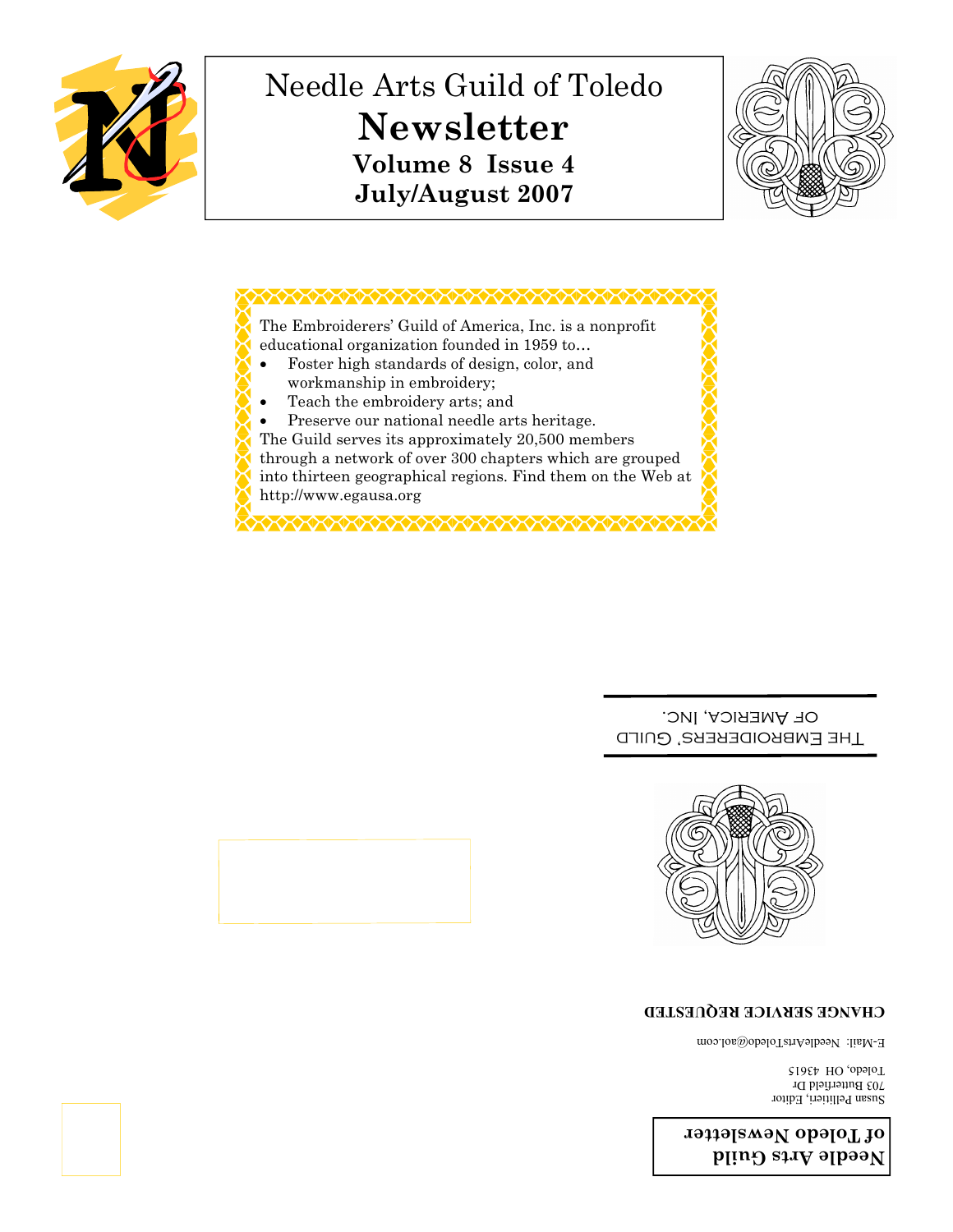# Needle Arts Guild of Toledo

# Newsletter

### Volume 8 Issue 4

### July/August 2007

The Embroiderers' Guild of America, Inc. is a nonprofit educational organization founded in 1959 to…

- Foster high standards of design, color, and workmanship in embroidery;
- Teach the embroidery arts; and
- Preserve our national needle arts heritage.

The Guild serves its approximately 20,500 members through a network of over 300 chapters which are grouped into thirteen geographical regions. Find them on the Web at http://www.egausa.org

THE EMBROIDERERS' GUILD OF AMERICA, INC.

**Needle Arts Guild of Toledo Newsletter**

Susan Pellitieri, Editor
703 Butterfield Dr
Toledo, OH 43615

E-Mail: NeedleArtsToledo@aol.com

**CHANGE SERVICE REQUESTED**